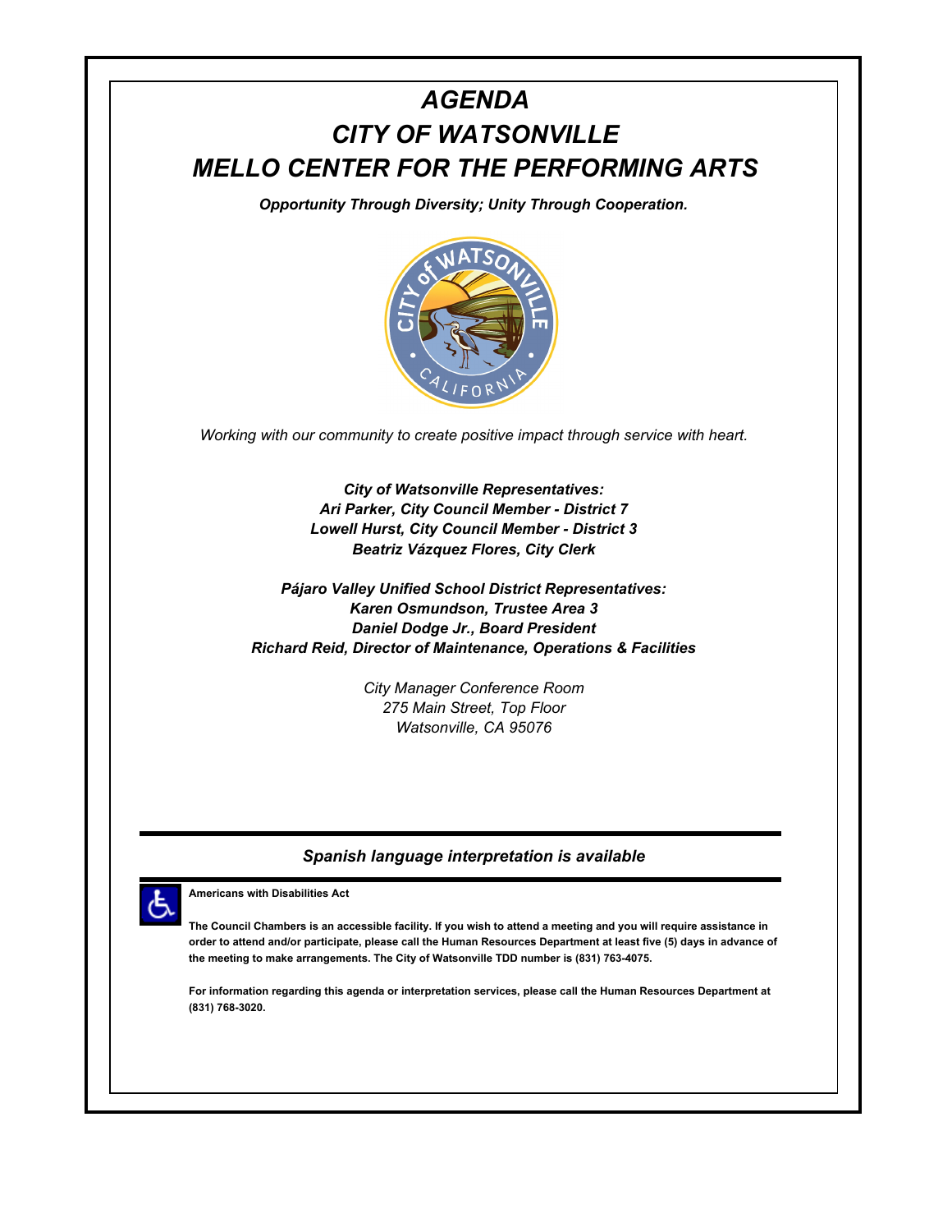# *AGENDA*
# *CITY OF WATSONVILLE*
# *MELLO CENTER FOR THE PERFORMING ARTS*

***Opportunity Through Diversity; Unity Through Cooperation.***

*Working with our community to create positive impact through service with heart.*

***City of Watsonville Representatives:***
***Ari Parker, City Council Member - District 7***
***Lowell Hurst, City Council Member - District 3***
***Beatriz Vázquez Flores, City Clerk***

***Pájaro Valley Unified School District Representatives:***
***Karen Osmundson, Trustee Area 3***
***Daniel Dodge Jr., Board President***
***Richard Reid, Director of Maintenance, Operations & Facilities***

*City Manager Conference Room*
*275 Main Street, Top Floor*
*Watsonville, CA 95076*

---

***Spanish language interpretation is available***

---

**Americans with Disabilities Act**

**The Council Chambers is an accessible facility. If you wish to attend a meeting and you will require assistance in order to attend and/or participate, please call the Human Resources Department at least five (5) days in advance of the meeting to make arrangements. The City of Watsonville TDD number is (831) 763-4075.**

**For information regarding this agenda or interpretation services, please call the Human Resources Department at (831) 768-3020.**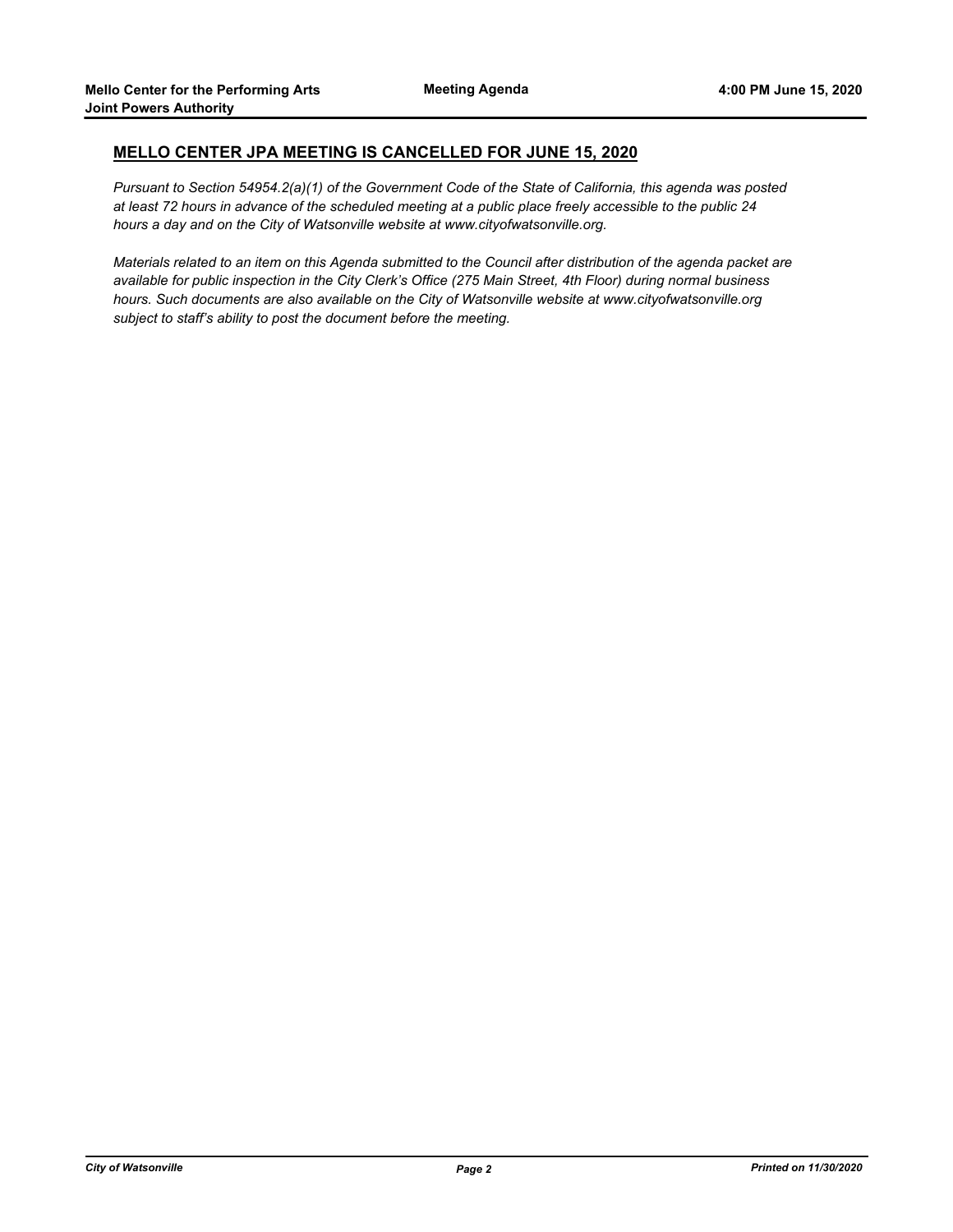## MELLO CENTER JPA MEETING IS CANCELLED FOR JUNE 15, 2020

*Pursuant to Section 54954.2(a)(1) of the Government Code of the State of California, this agenda was posted at least 72 hours in advance of the scheduled meeting at a public place freely accessible to the public 24 hours a day and on the City of Watsonville website at www.cityofwatsonville.org.*

*Materials related to an item on this Agenda submitted to the Council after distribution of the agenda packet are available for public inspection in the City Clerk's Office (275 Main Street, 4th Floor) during normal business hours. Such documents are also available on the City of Watsonville website at www.cityofwatsonville.org subject to staff's ability to post the document before the meeting.*